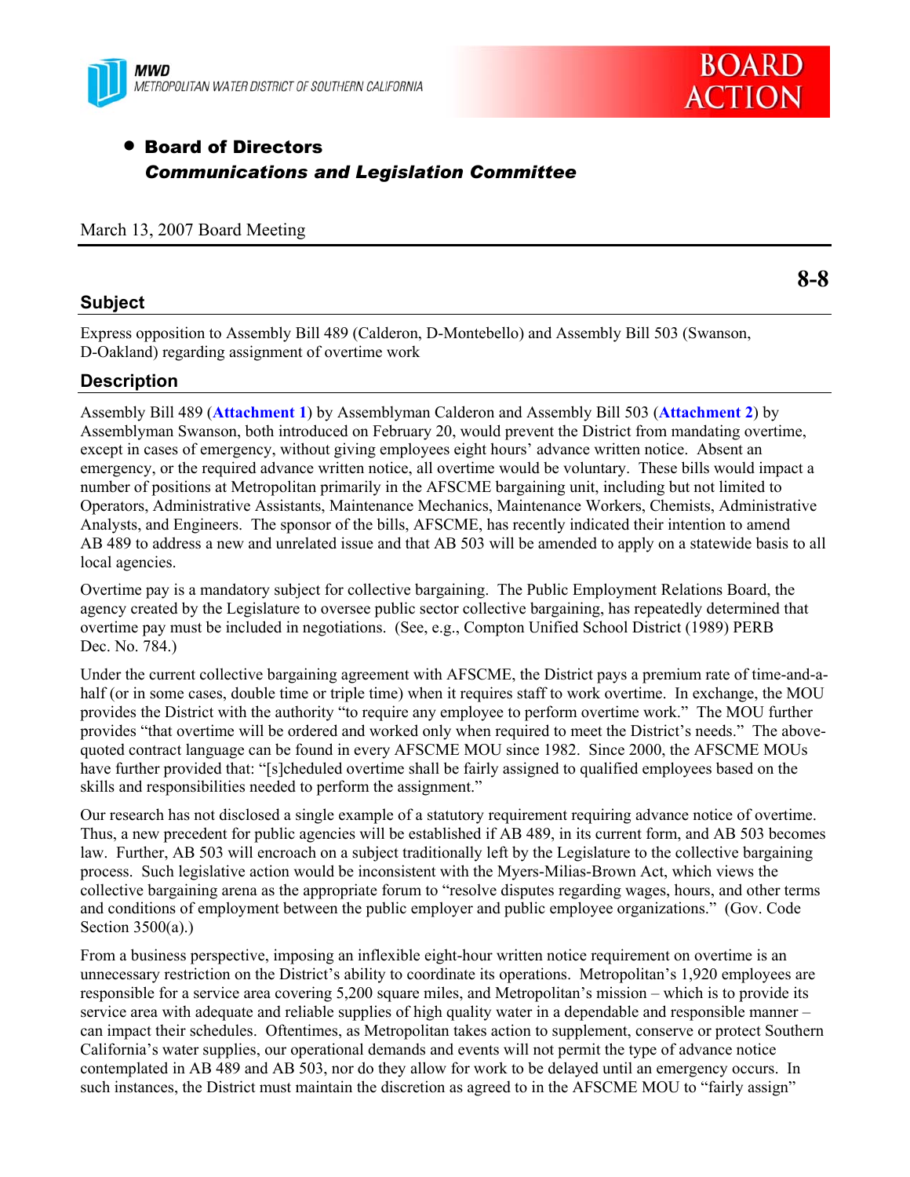MWD
METROPOLITAN WATER DISTRICT OF SOUTHERN CALIFORNIA

BOARD ACTION

- **Board of Directors**
  ***Communications and Legislation Committee***

March 13, 2007 Board Meeting

**8-8**

## Subject

Express opposition to Assembly Bill 489 (Calderon, D-Montebello) and Assembly Bill 503 (Swanson, D-Oakland) regarding assignment of overtime work

## Description

Assembly Bill 489 (**Attachment 1**) by Assemblyman Calderon and Assembly Bill 503 (**Attachment 2**) by Assemblyman Swanson, both introduced on February 20, would prevent the District from mandating overtime, except in cases of emergency, without giving employees eight hours' advance written notice. Absent an emergency, or the required advance written notice, all overtime would be voluntary. These bills would impact a number of positions at Metropolitan primarily in the AFSCME bargaining unit, including but not limited to Operators, Administrative Assistants, Maintenance Mechanics, Maintenance Workers, Chemists, Administrative Analysts, and Engineers. The sponsor of the bills, AFSCME, has recently indicated their intention to amend AB 489 to address a new and unrelated issue and that AB 503 will be amended to apply on a statewide basis to all local agencies.

Overtime pay is a mandatory subject for collective bargaining. The Public Employment Relations Board, the agency created by the Legislature to oversee public sector collective bargaining, has repeatedly determined that overtime pay must be included in negotiations. (See, e.g., Compton Unified School District (1989) PERB Dec. No. 784.)

Under the current collective bargaining agreement with AFSCME, the District pays a premium rate of time-and-a-half (or in some cases, double time or triple time) when it requires staff to work overtime. In exchange, the MOU provides the District with the authority "to require any employee to perform overtime work." The MOU further provides "that overtime will be ordered and worked only when required to meet the District's needs." The above-quoted contract language can be found in every AFSCME MOU since 1982. Since 2000, the AFSCME MOUs have further provided that: "[s]cheduled overtime shall be fairly assigned to qualified employees based on the skills and responsibilities needed to perform the assignment."

Our research has not disclosed a single example of a statutory requirement requiring advance notice of overtime. Thus, a new precedent for public agencies will be established if AB 489, in its current form, and AB 503 becomes law. Further, AB 503 will encroach on a subject traditionally left by the Legislature to the collective bargaining process. Such legislative action would be inconsistent with the Myers-Milias-Brown Act, which views the collective bargaining arena as the appropriate forum to "resolve disputes regarding wages, hours, and other terms and conditions of employment between the public employer and public employee organizations." (Gov. Code Section 3500(a).)

From a business perspective, imposing an inflexible eight-hour written notice requirement on overtime is an unnecessary restriction on the District's ability to coordinate its operations. Metropolitan's 1,920 employees are responsible for a service area covering 5,200 square miles, and Metropolitan's mission – which is to provide its service area with adequate and reliable supplies of high quality water in a dependable and responsible manner – can impact their schedules. Oftentimes, as Metropolitan takes action to supplement, conserve or protect Southern California's water supplies, our operational demands and events will not permit the type of advance notice contemplated in AB 489 and AB 503, nor do they allow for work to be delayed until an emergency occurs. In such instances, the District must maintain the discretion as agreed to in the AFSCME MOU to "fairly assign"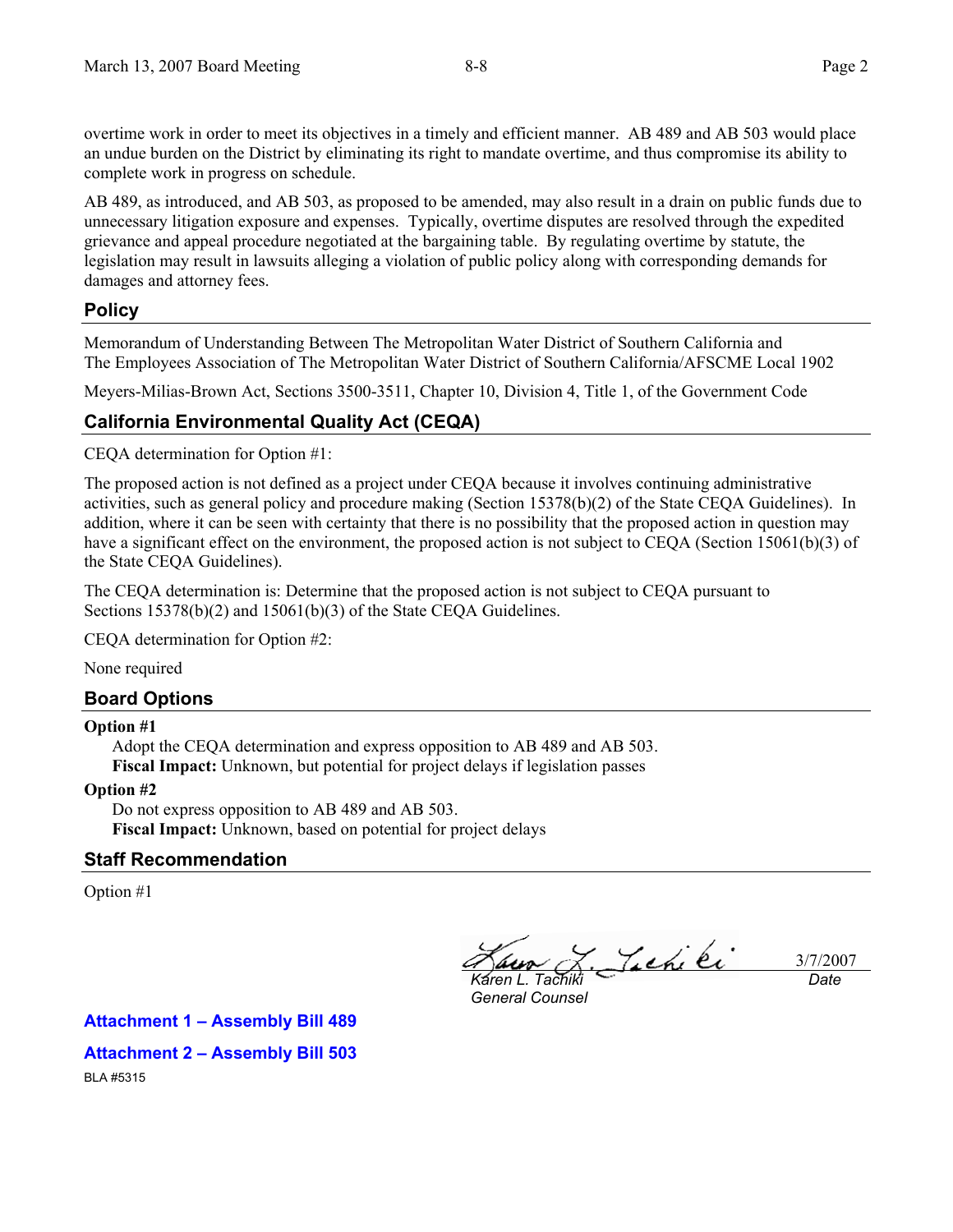overtime work in order to meet its objectives in a timely and efficient manner. AB 489 and AB 503 would place an undue burden on the District by eliminating its right to mandate overtime, and thus compromise its ability to complete work in progress on schedule.

AB 489, as introduced, and AB 503, as proposed to be amended, may also result in a drain on public funds due to unnecessary litigation exposure and expenses. Typically, overtime disputes are resolved through the expedited grievance and appeal procedure negotiated at the bargaining table. By regulating overtime by statute, the legislation may result in lawsuits alleging a violation of public policy along with corresponding demands for damages and attorney fees.

## Policy

Memorandum of Understanding Between The Metropolitan Water District of Southern California and The Employees Association of The Metropolitan Water District of Southern California/AFSCME Local 1902

Meyers-Milias-Brown Act, Sections 3500-3511, Chapter 10, Division 4, Title 1, of the Government Code

## California Environmental Quality Act (CEQA)

CEQA determination for Option #1:

The proposed action is not defined as a project under CEQA because it involves continuing administrative activities, such as general policy and procedure making (Section 15378(b)(2) of the State CEQA Guidelines). In addition, where it can be seen with certainty that there is no possibility that the proposed action in question may have a significant effect on the environment, the proposed action is not subject to CEQA (Section 15061(b)(3) of the State CEQA Guidelines).

The CEQA determination is: Determine that the proposed action is not subject to CEQA pursuant to Sections 15378(b)(2) and 15061(b)(3) of the State CEQA Guidelines.

CEQA determination for Option #2:

None required

## Board Options

**Option #1**

Adopt the CEQA determination and express opposition to AB 489 and AB 503.
**Fiscal Impact:** Unknown, but potential for project delays if legislation passes

**Option #2**

Do not express opposition to AB 489 and AB 503.
**Fiscal Impact:** Unknown, based on potential for project delays

## Staff Recommendation

Option #1

*Karen L. Tachiki*
*General Counsel*

3/7/2007
Date

**Attachment 1 – Assembly Bill 489**

**Attachment 2 – Assembly Bill 503**

BLA #5315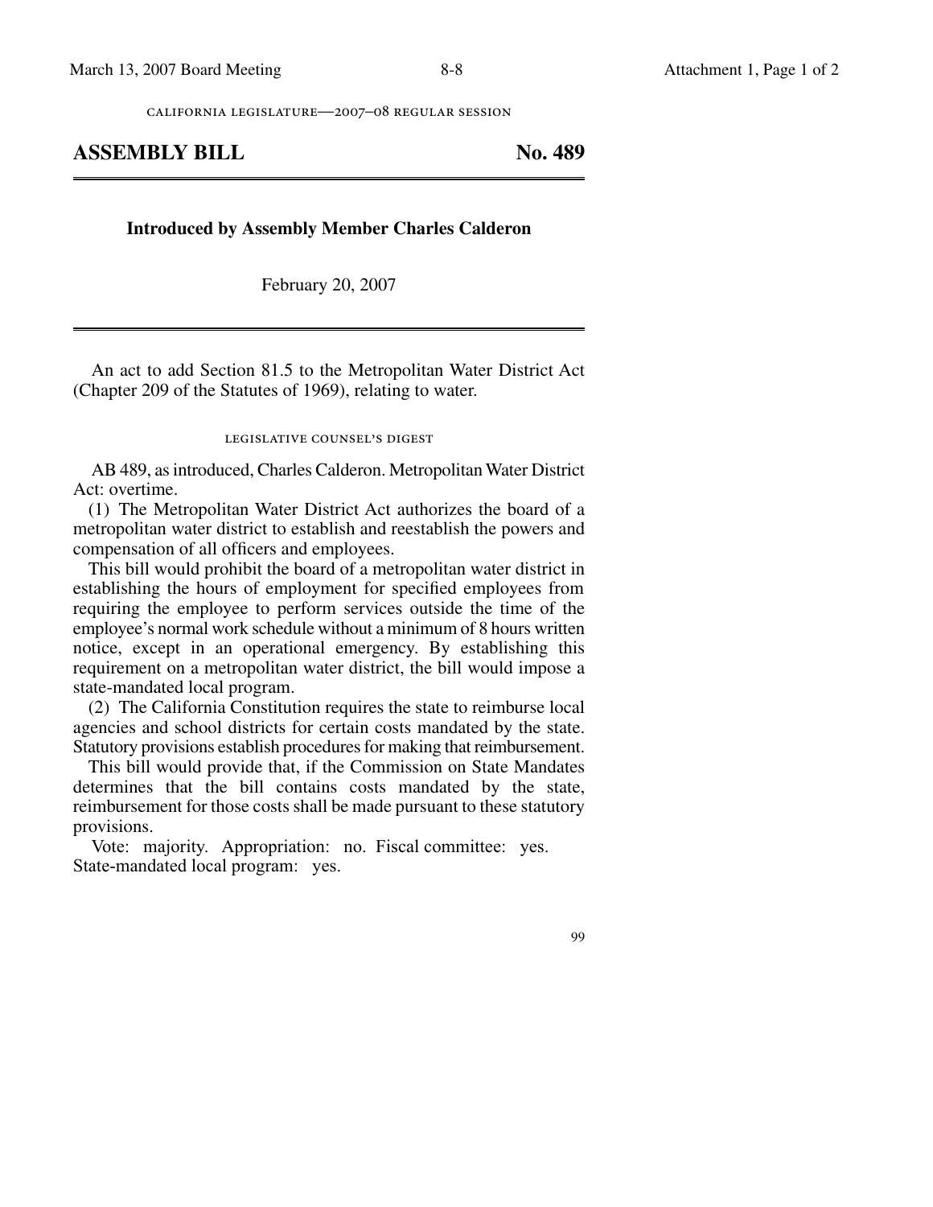california legislature—2007–08 regular session

# ASSEMBLY BILL No. 489

**Introduced by Assembly Member Charles Calderon**

February 20, 2007

An act to add Section 81.5 to the Metropolitan Water District Act (Chapter 209 of the Statutes of 1969), relating to water.

legislative counsel's digest

AB 489, as introduced, Charles Calderon. Metropolitan Water District Act: overtime.

(1) The Metropolitan Water District Act authorizes the board of a metropolitan water district to establish and reestablish the powers and compensation of all officers and employees.

This bill would prohibit the board of a metropolitan water district in establishing the hours of employment for specified employees from requiring the employee to perform services outside the time of the employee's normal work schedule without a minimum of 8 hours written notice, except in an operational emergency. By establishing this requirement on a metropolitan water district, the bill would impose a state-mandated local program.

(2) The California Constitution requires the state to reimburse local agencies and school districts for certain costs mandated by the state. Statutory provisions establish procedures for making that reimbursement.

This bill would provide that, if the Commission on State Mandates determines that the bill contains costs mandated by the state, reimbursement for those costs shall be made pursuant to these statutory provisions.

Vote: majority. Appropriation: no. Fiscal committee: yes. State-mandated local program: yes.

99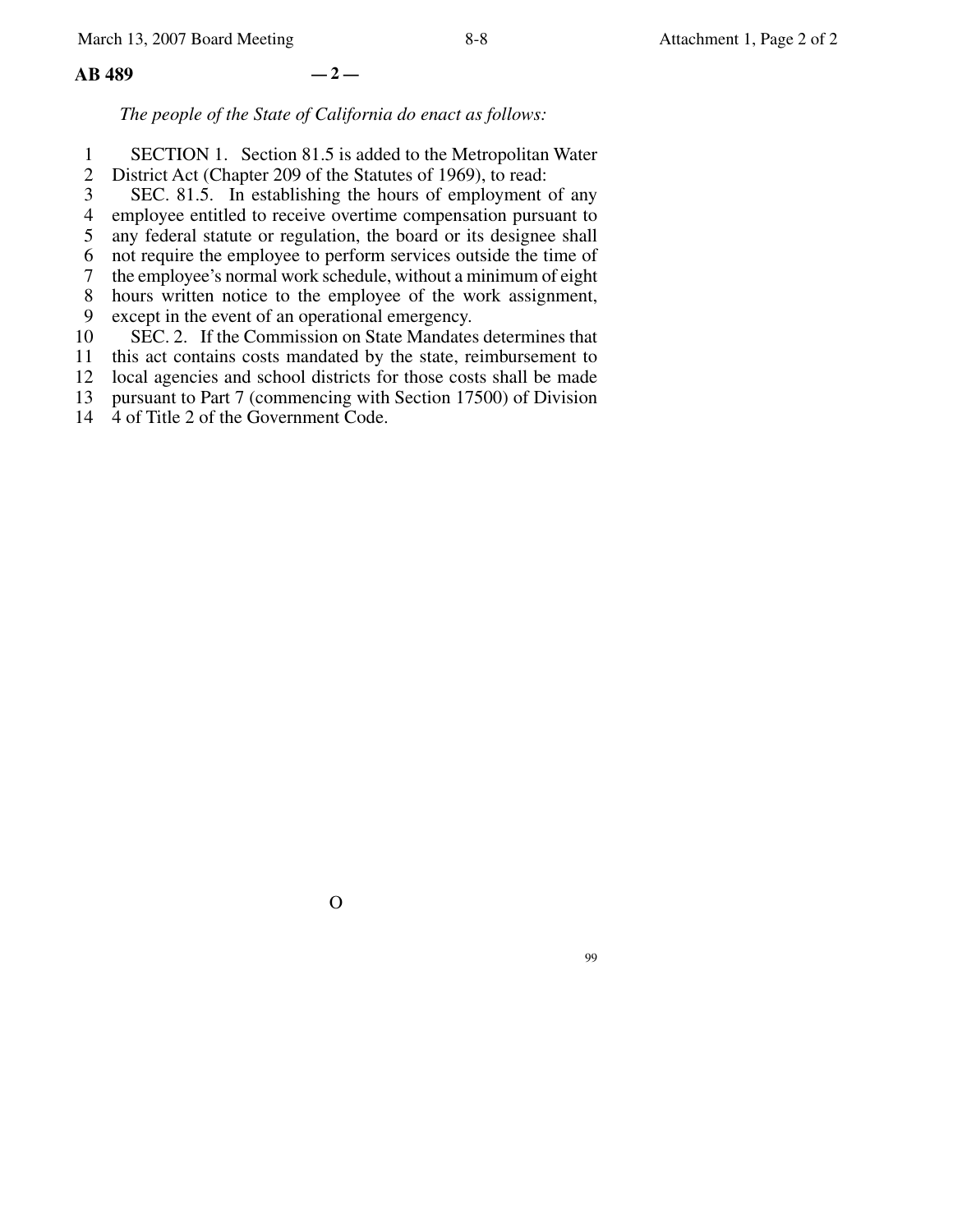*The people of the State of California do enact as follows:*

SECTION 1. Section 81.5 is added to the Metropolitan Water District Act (Chapter 209 of the Statutes of 1969), to read:

SEC. 81.5. In establishing the hours of employment of any employee entitled to receive overtime compensation pursuant to any federal statute or regulation, the board or its designee shall not require the employee to perform services outside the time of the employee's normal work schedule, without a minimum of eight hours written notice to the employee of the work assignment, except in the event of an operational emergency.

SEC. 2. If the Commission on State Mandates determines that this act contains costs mandated by the state, reimbursement to local agencies and school districts for those costs shall be made pursuant to Part 7 (commencing with Section 17500) of Division 4 of Title 2 of the Government Code.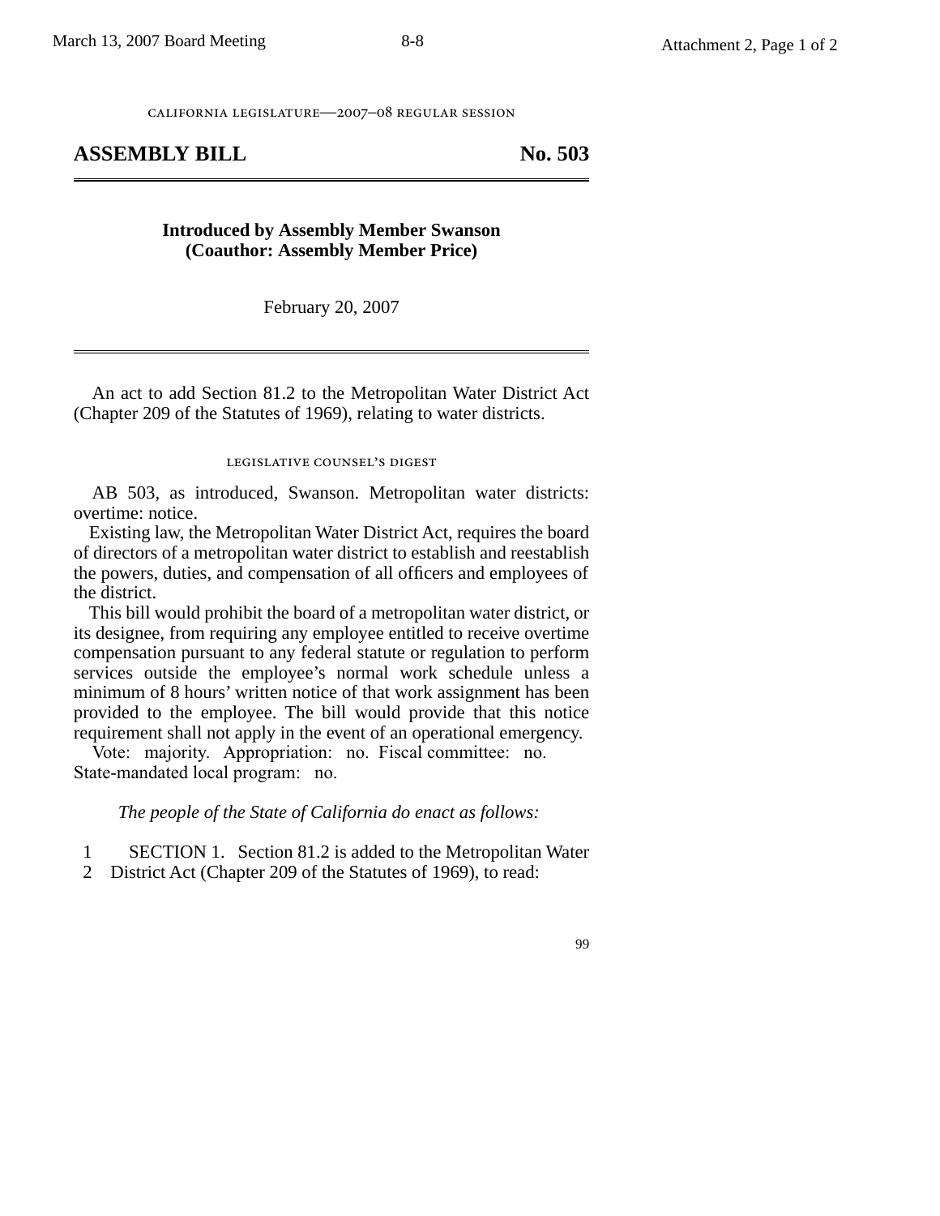california legislature—2007–08 regular session

## ASSEMBLY BILL No. 503

**Introduced by Assembly Member Swanson**
**(Coauthor: Assembly Member Price)**

February 20, 2007

An act to add Section 81.2 to the Metropolitan Water District Act (Chapter 209 of the Statutes of 1969), relating to water districts.

legislative counsel's digest

AB 503, as introduced, Swanson. Metropolitan water districts: overtime: notice.

Existing law, the Metropolitan Water District Act, requires the board of directors of a metropolitan water district to establish and reestablish the powers, duties, and compensation of all officers and employees of the district.

This bill would prohibit the board of a metropolitan water district, or its designee, from requiring any employee entitled to receive overtime compensation pursuant to any federal statute or regulation to perform services outside the employee's normal work schedule unless a minimum of 8 hours' written notice of that work assignment has been provided to the employee. The bill would provide that this notice requirement shall not apply in the event of an operational emergency.

Vote: majority. Appropriation: no. Fiscal committee: no. State-mandated local program: no.

*The people of the State of California do enact as follows:*

1 SECTION 1. Section 81.2 is added to the Metropolitan Water
2 District Act (Chapter 209 of the Statutes of 1969), to read: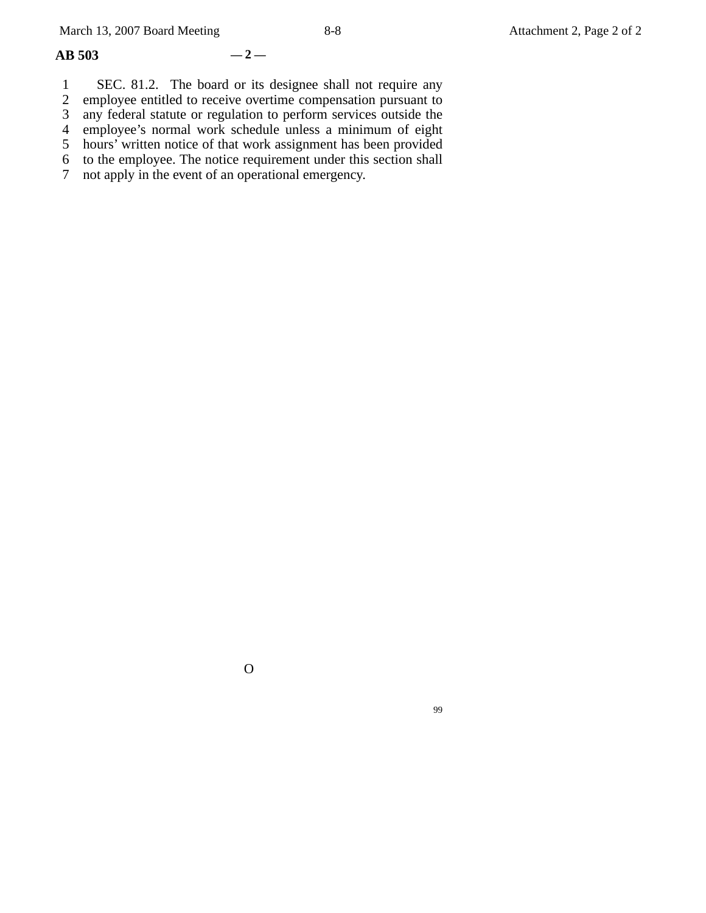SEC. 81.2. The board or its designee shall not require any employee entitled to receive overtime compensation pursuant to any federal statute or regulation to perform services outside the employee's normal work schedule unless a minimum of eight hours' written notice of that work assignment has been provided to the employee. The notice requirement under this section shall not apply in the event of an operational emergency.

O